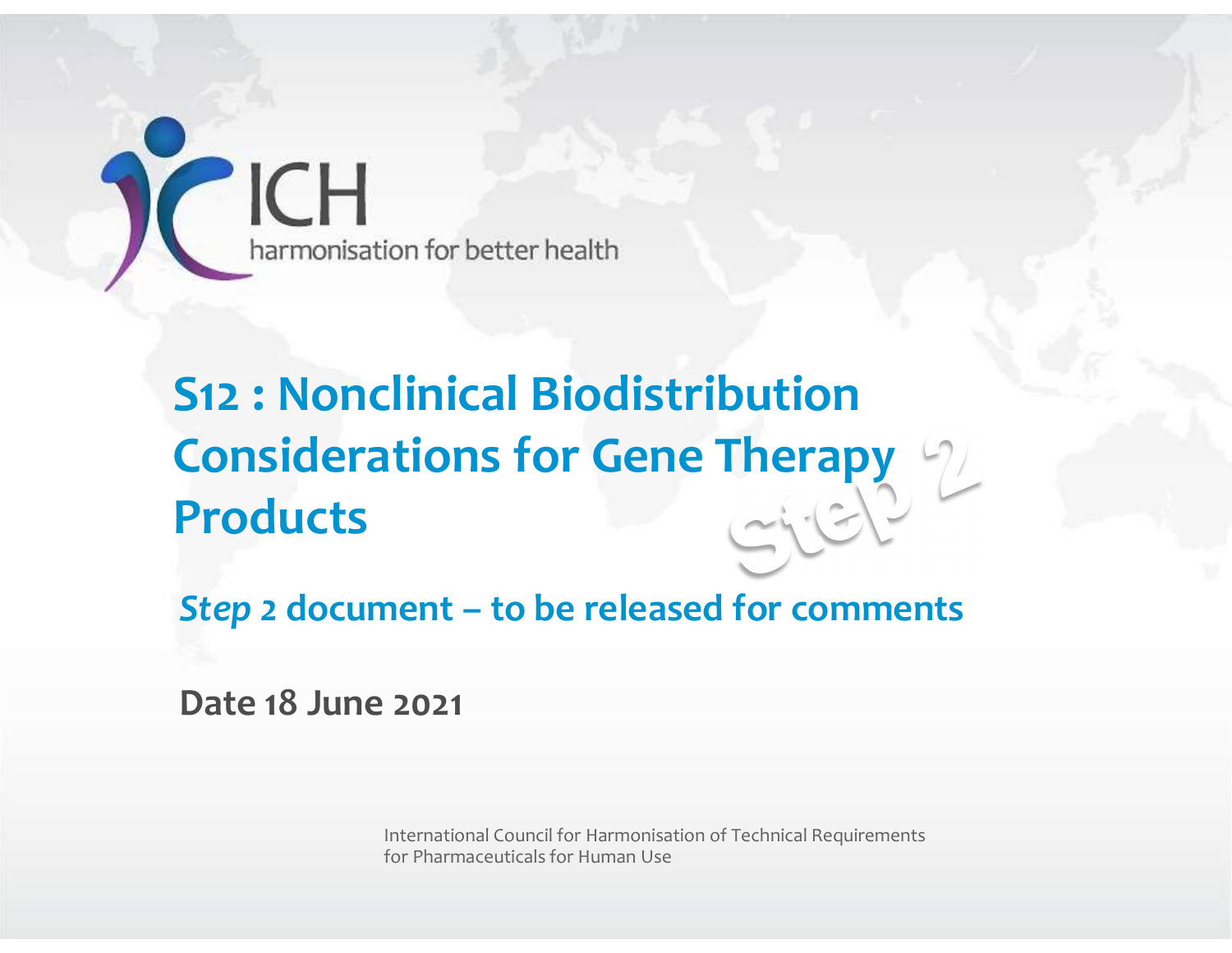ICH

harmonisation for better health

# S12 : Nonclinical Biodistribution Considerations for Gene Therapy Products

Step 2

## *Step* 2 document – to be released for comments

**Date 18 June 2021**

International Council for Harmonisation of Technical Requirements for Pharmaceuticals for Human Use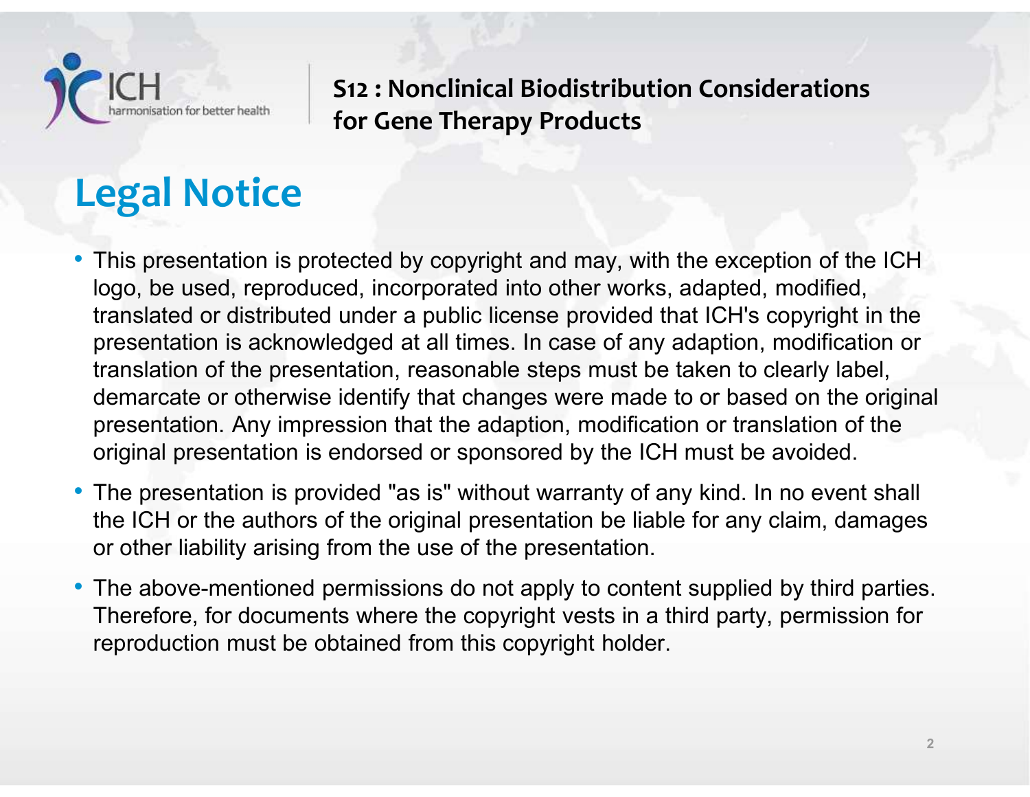S12 : Nonclinical Biodistribution Considerations for Gene Therapy Products

# Legal Notice

- This presentation is protected by copyright and may, with the exception of the ICH logo, be used, reproduced, incorporated into other works, adapted, modified, translated or distributed under a public license provided that ICH's copyright in the presentation is acknowledged at all times. In case of any adaption, modification or translation of the presentation, reasonable steps must be taken to clearly label, demarcate or otherwise identify that changes were made to or based on the original presentation. Any impression that the adaption, modification or translation of the original presentation is endorsed or sponsored by the ICH must be avoided.
- The presentation is provided "as is" without warranty of any kind. In no event shall the ICH or the authors of the original presentation be liable for any claim, damages or other liability arising from the use of the presentation.
- The above-mentioned permissions do not apply to content supplied by third parties. Therefore, for documents where the copyright vests in a third party, permission for reproduction must be obtained from this copyright holder.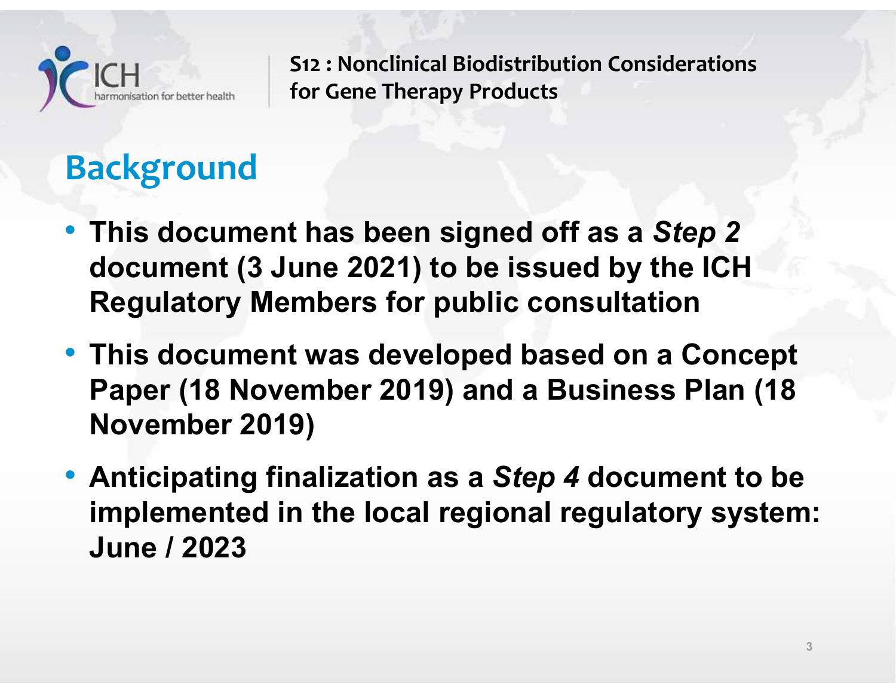## Background

- **This document has been signed off as a *Step 2* document (3 June 2021) to be issued by the ICH Regulatory Members for public consultation**
- **This document was developed based on a Concept Paper (18 November 2019) and a Business Plan (18 November 2019)**
- **Anticipating finalization as a *Step 4* document to be implemented in the local regional regulatory system: June / 2023**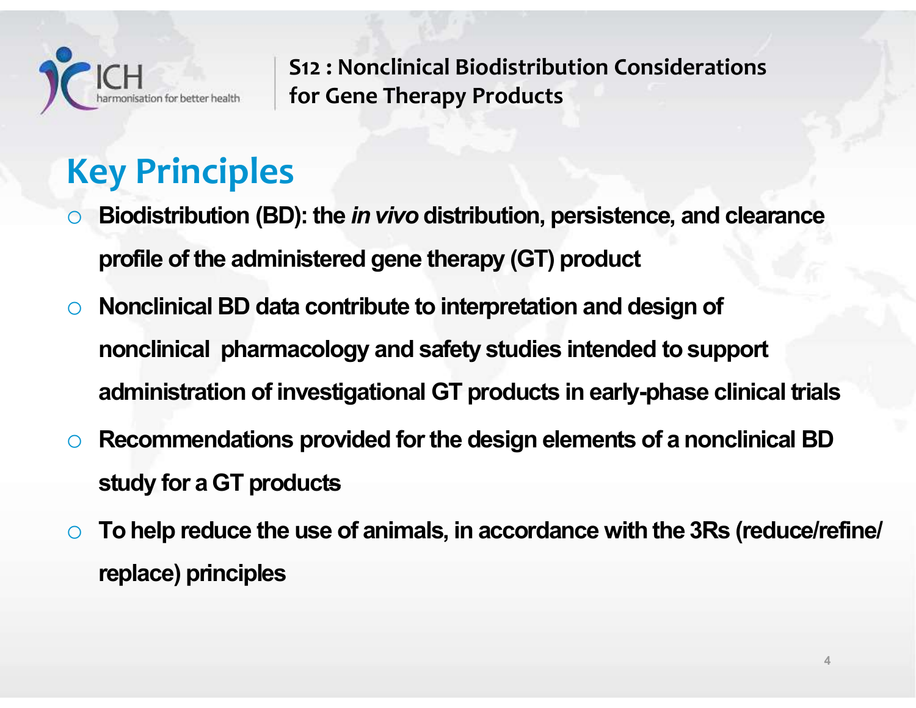S12 : Nonclinical Biodistribution Considerations for Gene Therapy Products

## Key Principles

- **Biodistribution (BD): the *in vivo* distribution, persistence, and clearance profile of the administered gene therapy (GT) product**
- **Nonclinical BD data contribute to interpretation and design of nonclinical pharmacology and safety studies intended to support administration of investigational GT products in early-phase clinical trials**
- **Recommendations provided for the design elements of a nonclinical BD study for a GT products**
- **To help reduce the use of animals, in accordance with the 3Rs (reduce/refine/replace) principles**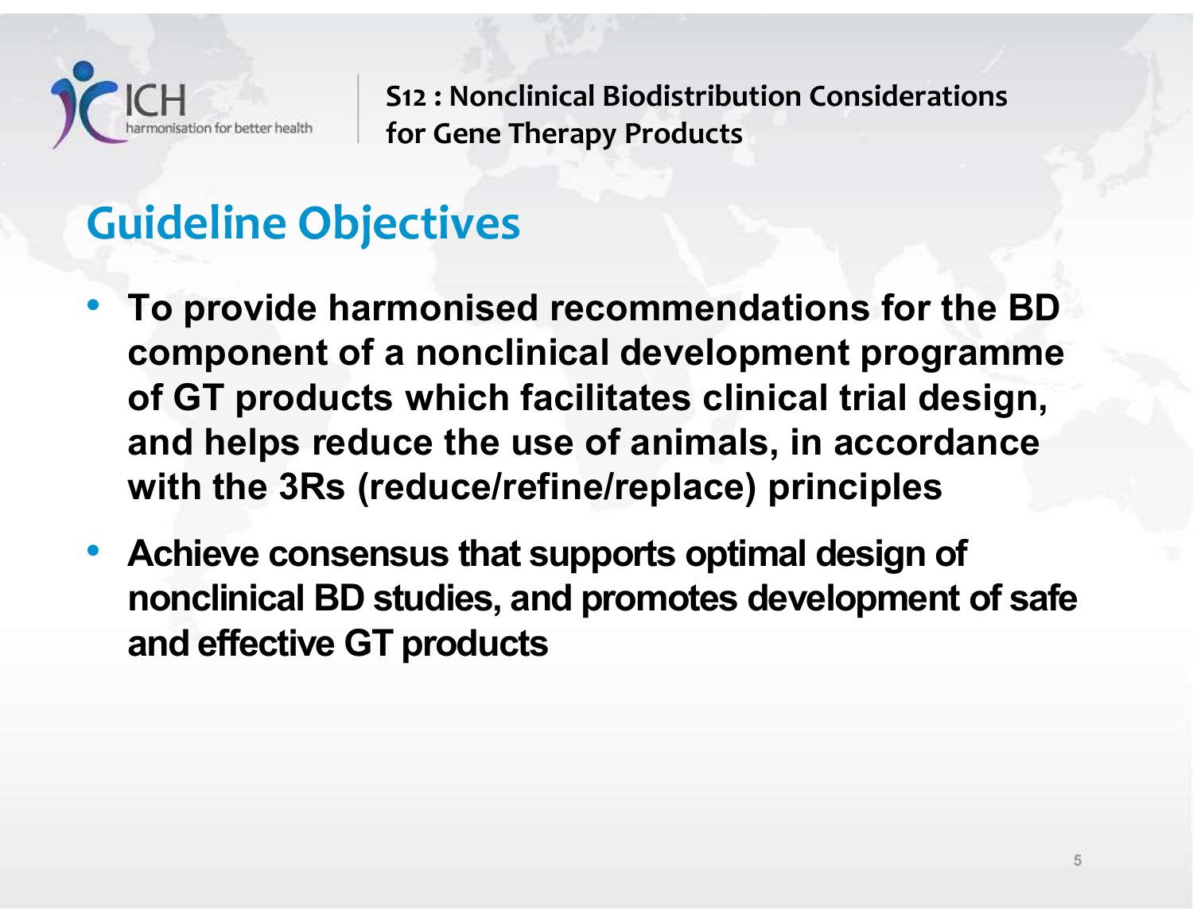## Guideline Objectives

- **To provide harmonised recommendations for the BD component of a nonclinical development programme of GT products which facilitates clinical trial design, and helps reduce the use of animals, in accordance with the 3Rs (reduce/refine/replace) principles**
- **Achieve consensus that supports optimal design of nonclinical BD studies, and promotes development of safe and effective GT products**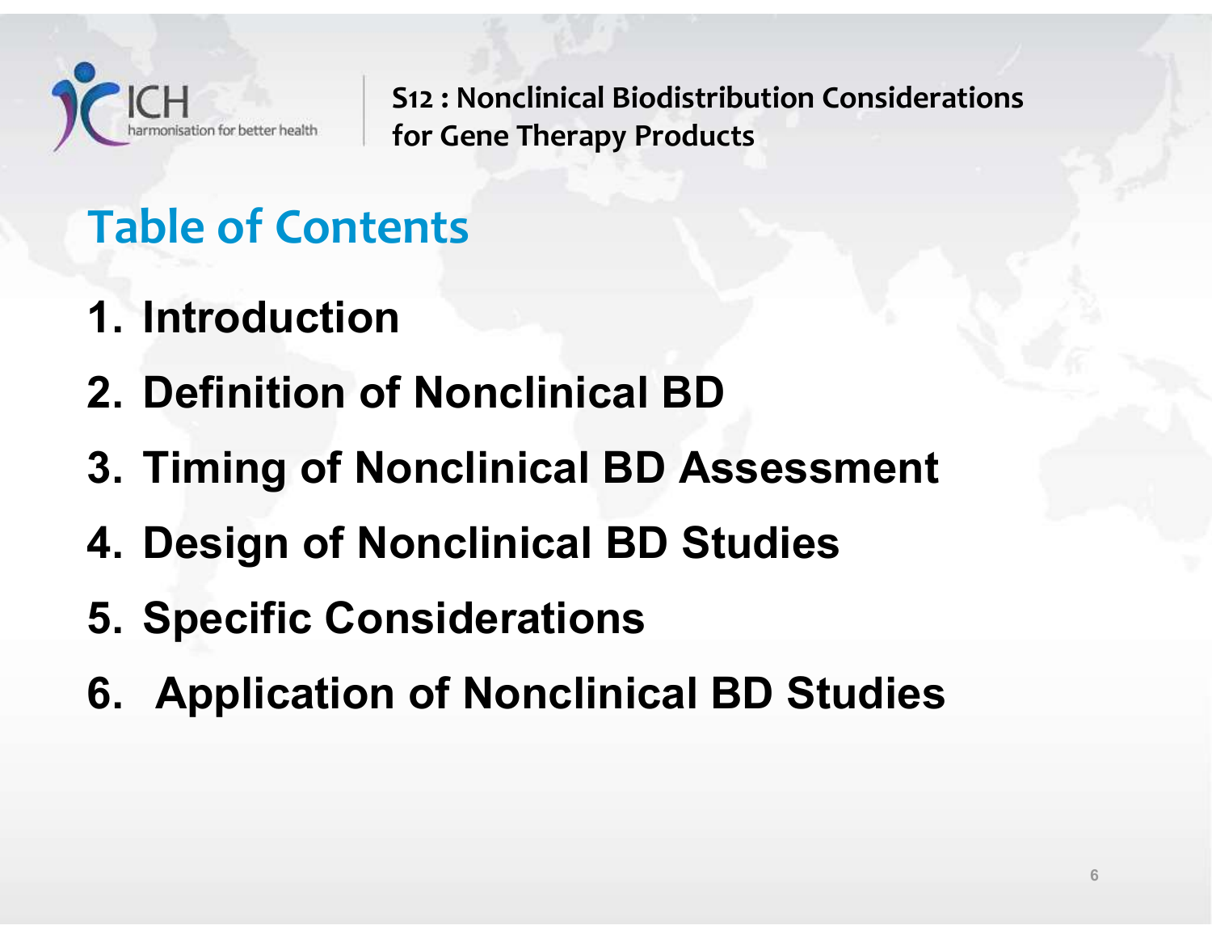# Table of Contents

1. Introduction
2. Definition of Nonclinical BD
3. Timing of Nonclinical BD Assessment
4. Design of Nonclinical BD Studies
5. Specific Considerations
6. Application of Nonclinical BD Studies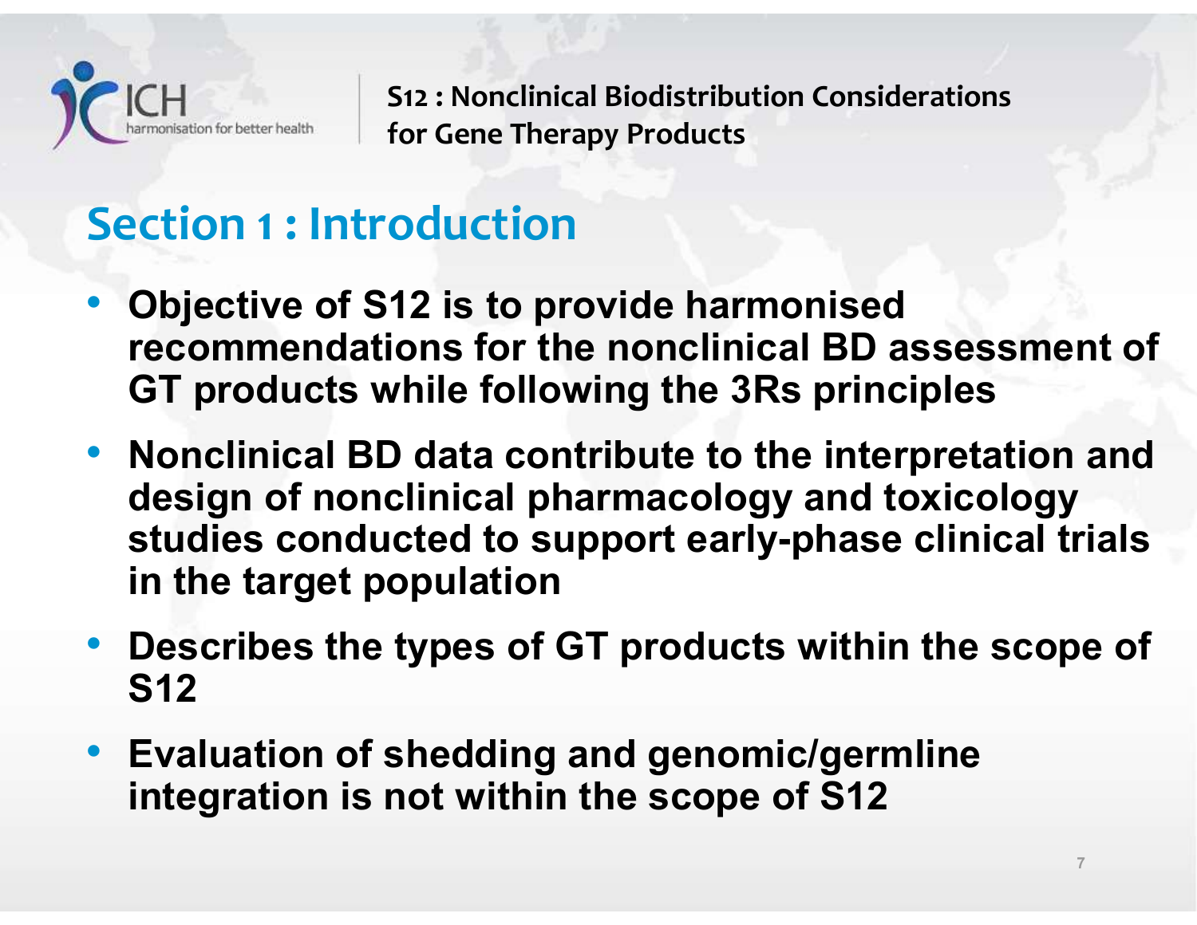## Section 1 : Introduction

- **Objective of S12 is to provide harmonised recommendations for the nonclinical BD assessment of GT products while following the 3Rs principles**
- **Nonclinical BD data contribute to the interpretation and design of nonclinical pharmacology and toxicology studies conducted to support early-phase clinical trials in the target population**
- **Describes the types of GT products within the scope of S12**
- **Evaluation of shedding and genomic/germline integration is not within the scope of S12**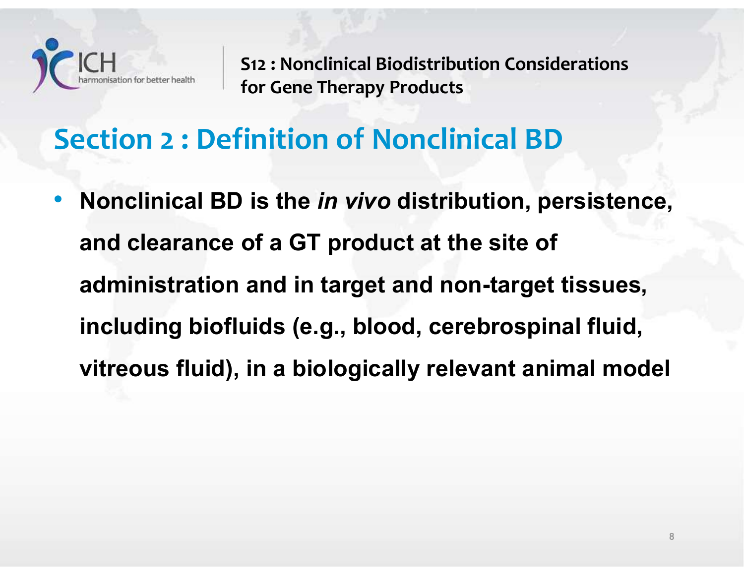## Section 2 : Definition of Nonclinical BD

- **Nonclinical BD is the *in vivo* distribution, persistence, and clearance of a GT product at the site of administration and in target and non-target tissues, including biofluids (e.g., blood, cerebrospinal fluid, vitreous fluid), in a biologically relevant animal model**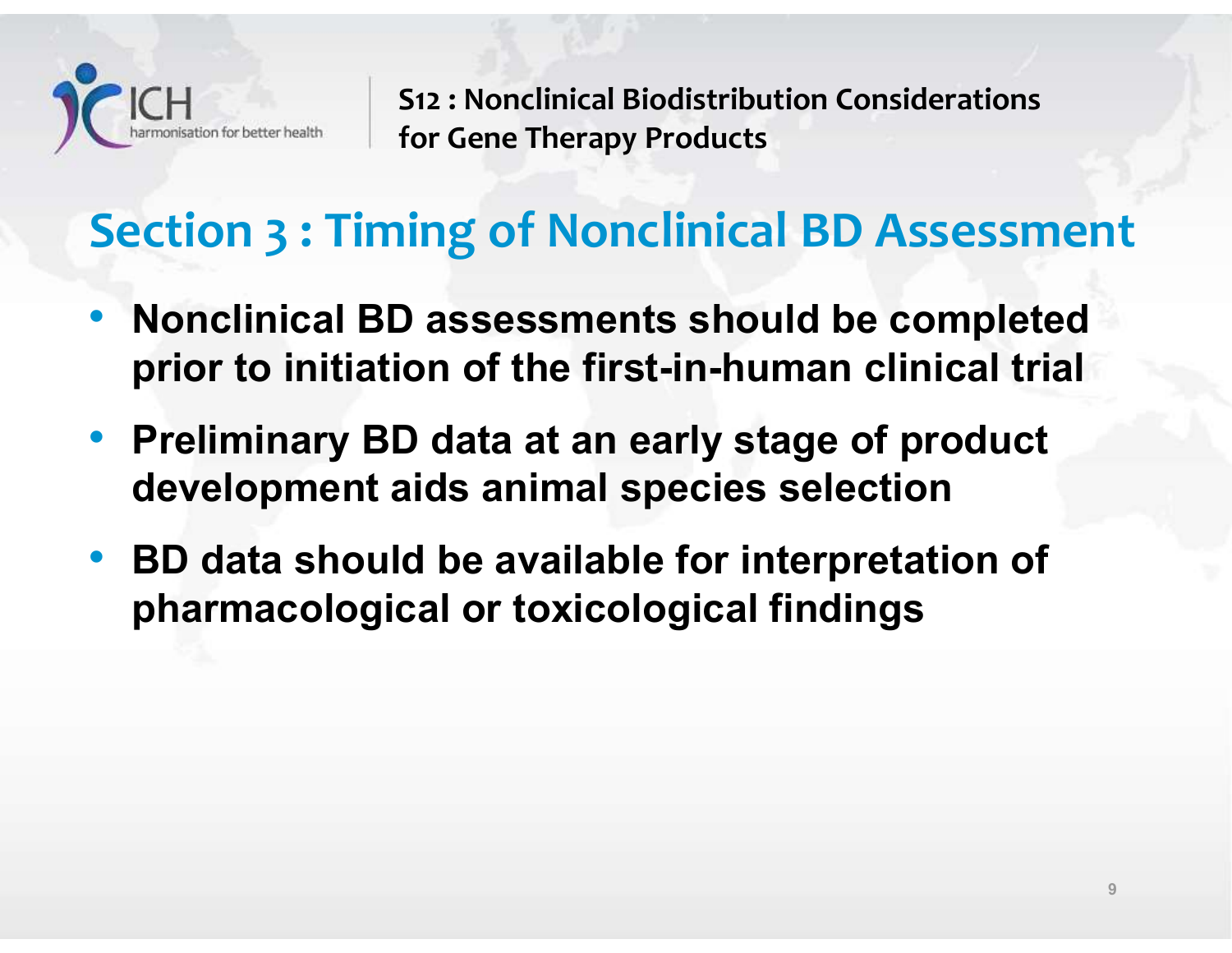# Section 3 : Timing of Nonclinical BD Assessment

- **Nonclinical BD assessments should be completed prior to initiation of the first-in-human clinical trial**
- **Preliminary BD data at an early stage of product development aids animal species selection**
- **BD data should be available for interpretation of pharmacological or toxicological findings**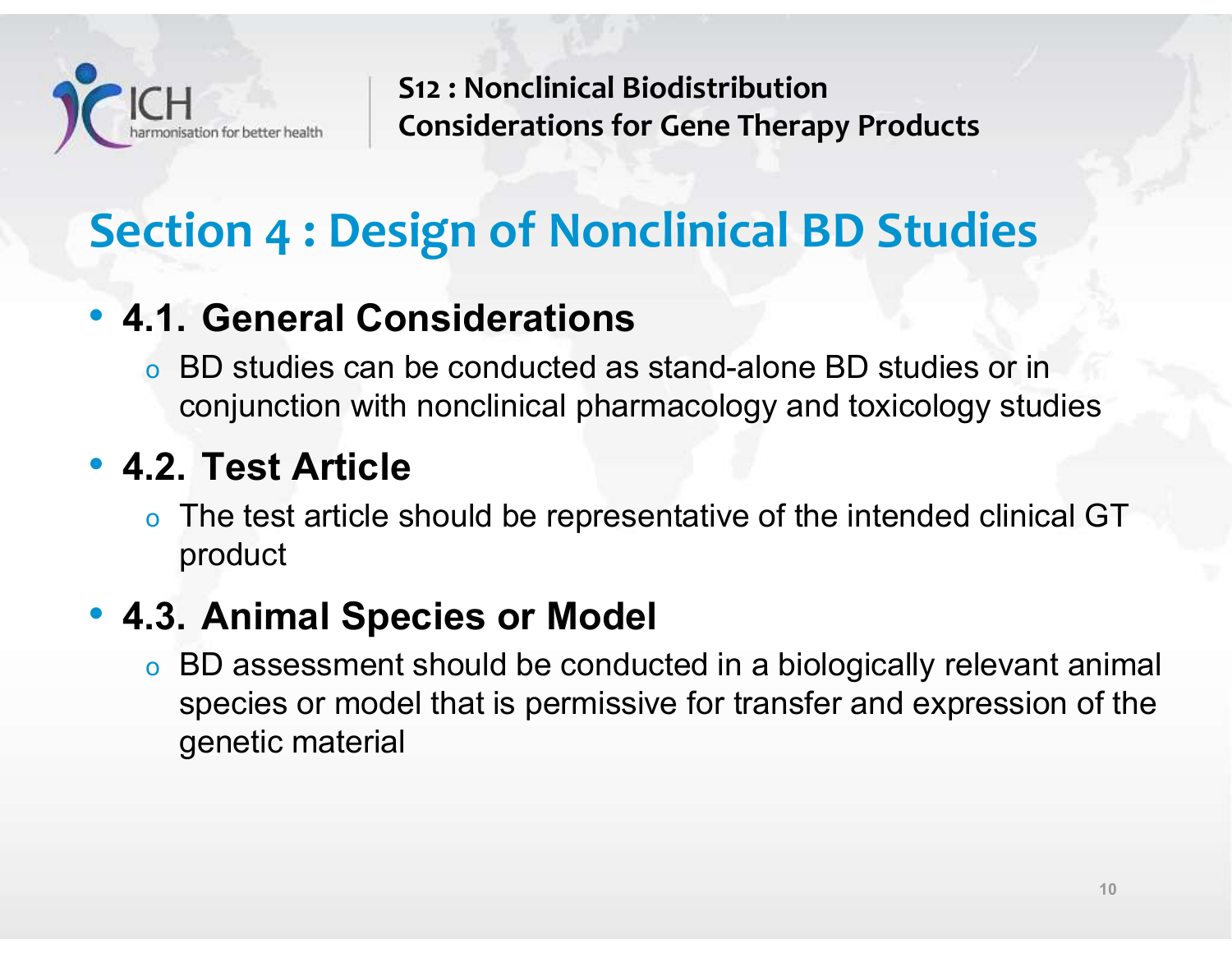# Section 4 : Design of Nonclinical BD Studies

- **4.1. General Considerations**
  - BD studies can be conducted as stand-alone BD studies or in conjunction with nonclinical pharmacology and toxicology studies
- **4.2. Test Article**
  - The test article should be representative of the intended clinical GT product
- **4.3. Animal Species or Model**
  - BD assessment should be conducted in a biologically relevant animal species or model that is permissive for transfer and expression of the genetic material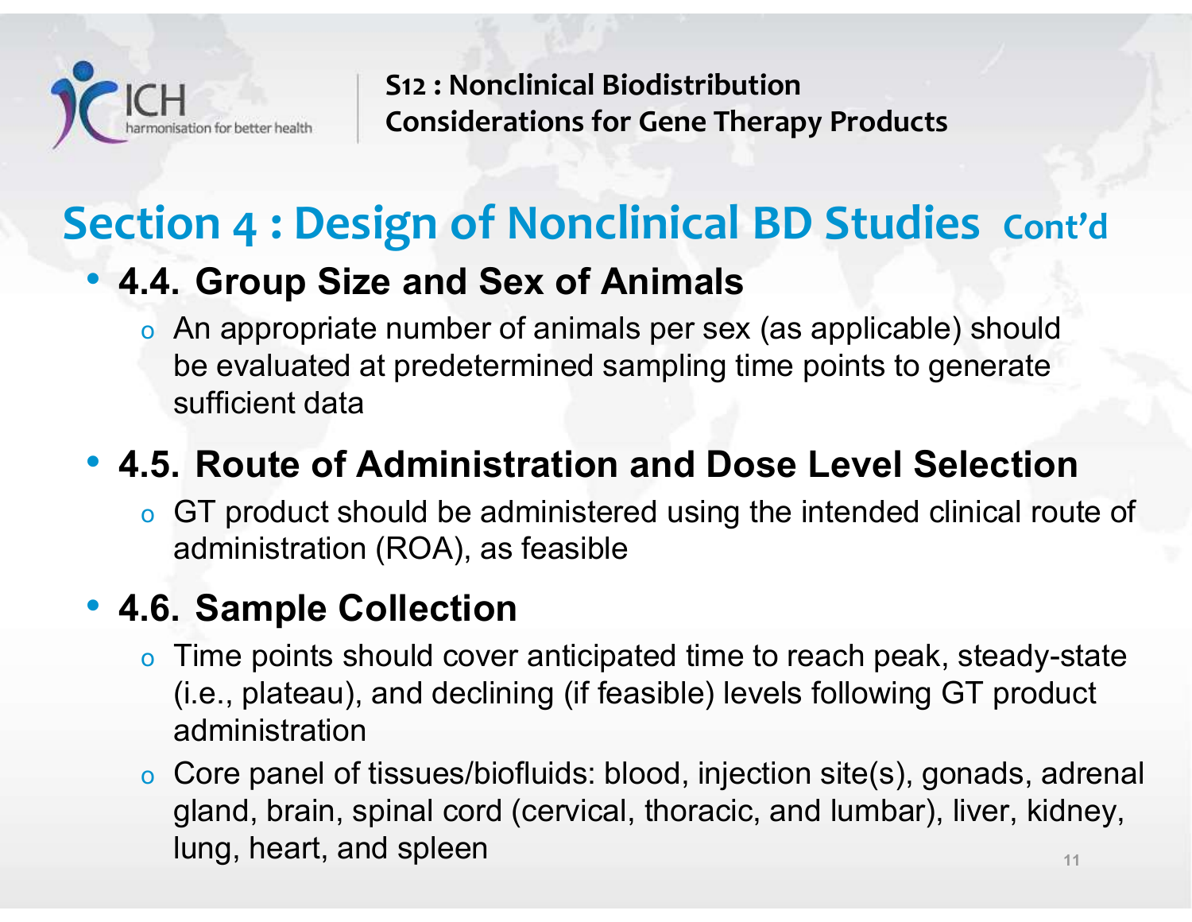S12 : Nonclinical Biodistribution Considerations for Gene Therapy Products

## Section 4 : Design of Nonclinical BD Studies Cont'd

- **4.4. Group Size and Sex of Animals**
  - An appropriate number of animals per sex (as applicable) should be evaluated at predetermined sampling time points to generate sufficient data
- **4.5. Route of Administration and Dose Level Selection**
  - GT product should be administered using the intended clinical route of administration (ROA), as feasible
- **4.6. Sample Collection**
  - Time points should cover anticipated time to reach peak, steady-state (i.e., plateau), and declining (if feasible) levels following GT product administration
  - Core panel of tissues/biofluids: blood, injection site(s), gonads, adrenal gland, brain, spinal cord (cervical, thoracic, and lumbar), liver, kidney, lung, heart, and spleen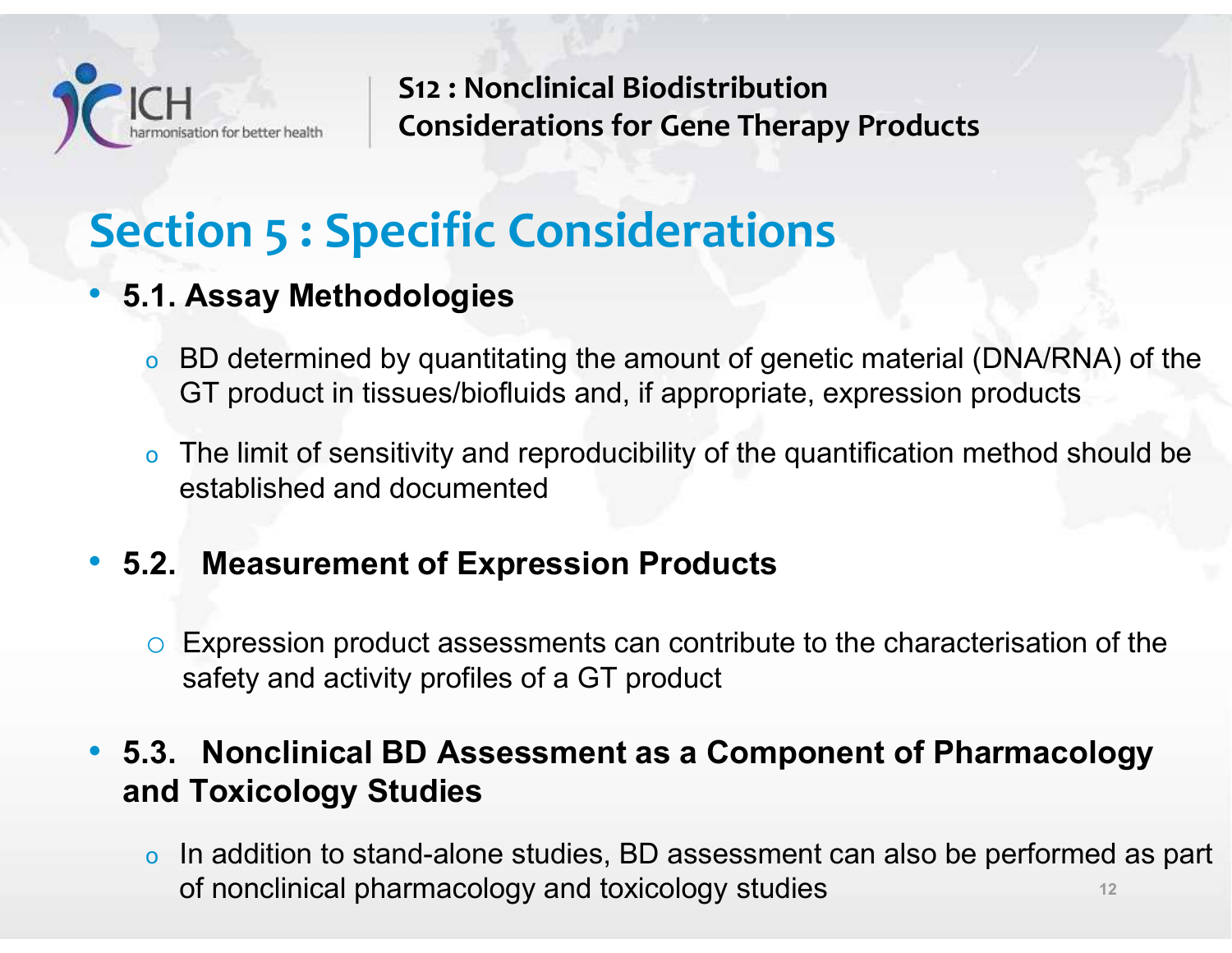# Section 5 : Specific Considerations

- **5.1. Assay Methodologies**
  - BD determined by quantitating the amount of genetic material (DNA/RNA) of the GT product in tissues/biofluids and, if appropriate, expression products
  - The limit of sensitivity and reproducibility of the quantification method should be established and documented

- **5.2. Measurement of Expression Products**
  - Expression product assessments can contribute to the characterisation of the safety and activity profiles of a GT product

- **5.3. Nonclinical BD Assessment as a Component of Pharmacology and Toxicology Studies**
  - In addition to stand-alone studies, BD assessment can also be performed as part of nonclinical pharmacology and toxicology studies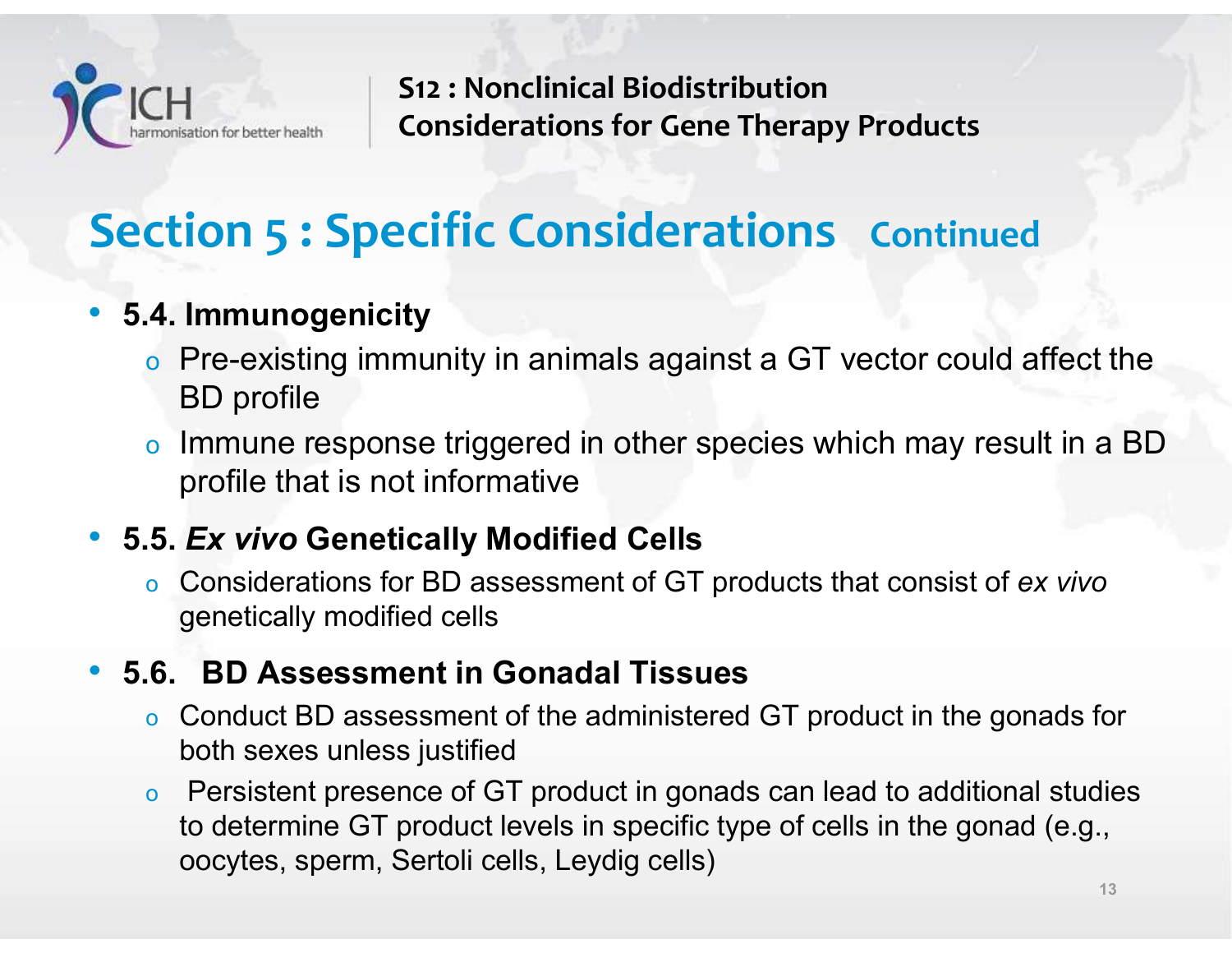# Section 5 : Specific Considerations Continued

- **5.4. Immunogenicity**
  - Pre-existing immunity in animals against a GT vector could affect the BD profile
  - Immune response triggered in other species which may result in a BD profile that is not informative
- **5.5. *Ex vivo* Genetically Modified Cells**
  - Considerations for BD assessment of GT products that consist of *ex vivo* genetically modified cells
- **5.6. BD Assessment in Gonadal Tissues**
  - Conduct BD assessment of the administered GT product in the gonads for both sexes unless justified
  - Persistent presence of GT product in gonads can lead to additional studies to determine GT product levels in specific type of cells in the gonad (e.g., oocytes, sperm, Sertoli cells, Leydig cells)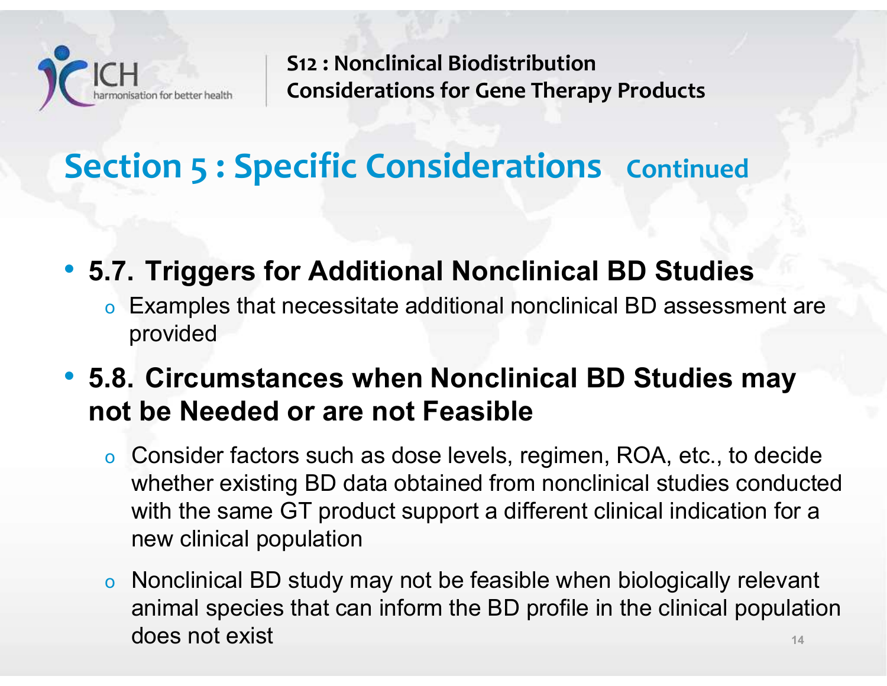# Section 5 : Specific Considerations Continued

- **5.7. Triggers for Additional Nonclinical BD Studies**
  - Examples that necessitate additional nonclinical BD assessment are provided
- **5.8. Circumstances when Nonclinical BD Studies may not be Needed or are not Feasible**
  - Consider factors such as dose levels, regimen, ROA, etc., to decide whether existing BD data obtained from nonclinical studies conducted with the same GT product support a different clinical indication for a new clinical population
  - Nonclinical BD study may not be feasible when biologically relevant animal species that can inform the BD profile in the clinical population does not exist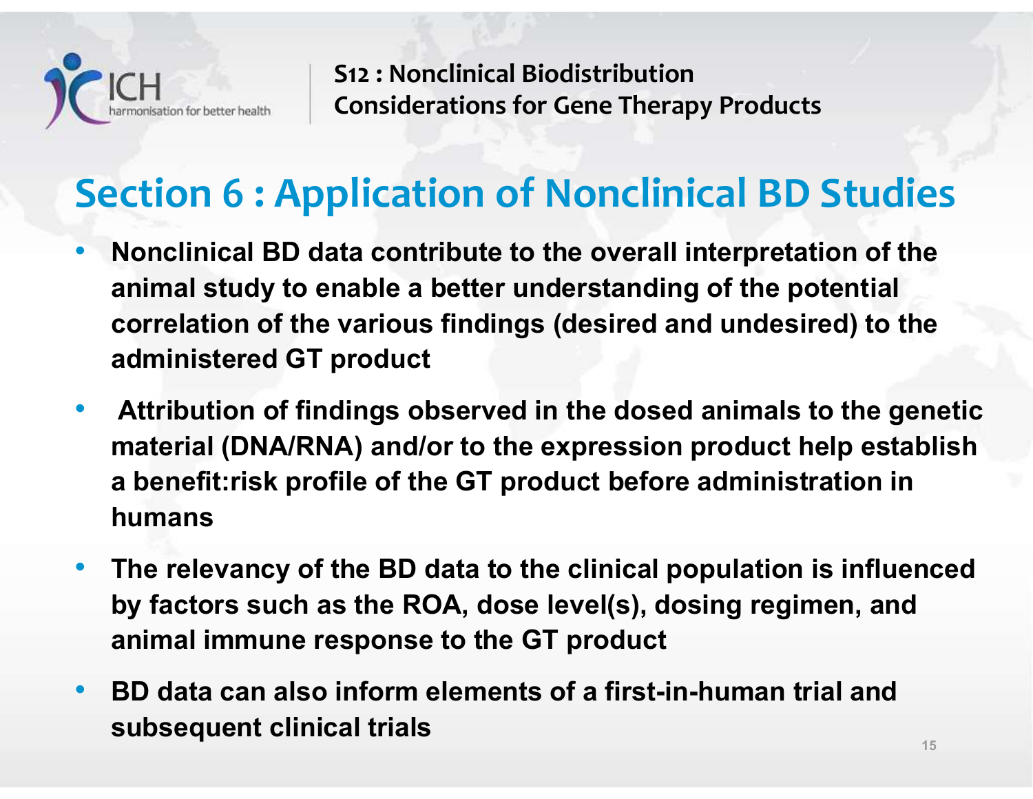S12 : Nonclinical Biodistribution Considerations for Gene Therapy Products

# Section 6 : Application of Nonclinical BD Studies

- **Nonclinical BD data contribute to the overall interpretation of the animal study to enable a better understanding of the potential correlation of the various findings (desired and undesired) to the administered GT product**
- **Attribution of findings observed in the dosed animals to the genetic material (DNA/RNA) and/or to the expression product help establish a benefit:risk profile of the GT product before administration in humans**
- **The relevancy of the BD data to the clinical population is influenced by factors such as the ROA, dose level(s), dosing regimen, and animal immune response to the GT product**
- **BD data can also inform elements of a first-in-human trial and subsequent clinical trials**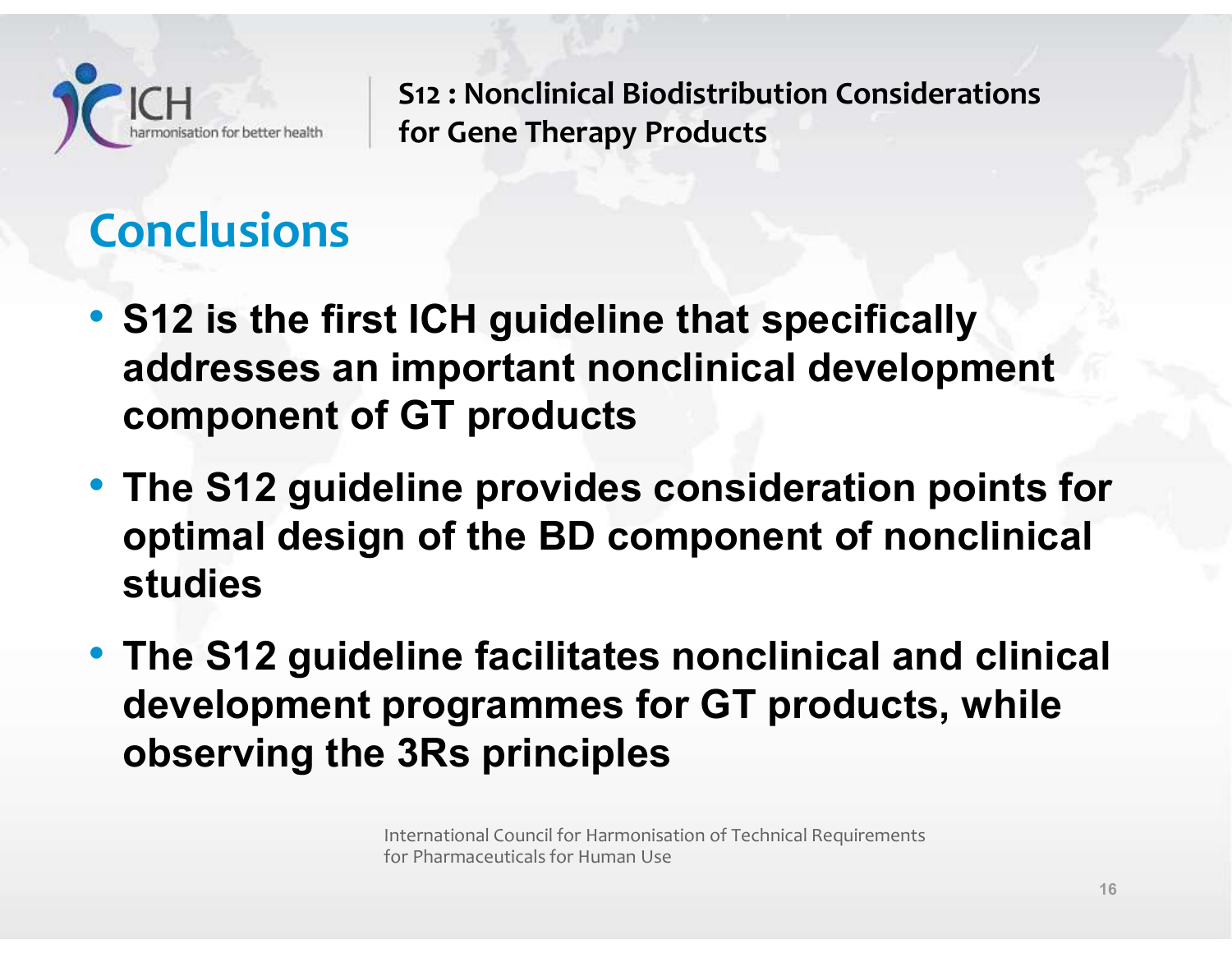# Conclusions

- **S12 is the first ICH guideline that specifically addresses an important nonclinical development component of GT products**
- **The S12 guideline provides consideration points for optimal design of the BD component of nonclinical studies**
- **The S12 guideline facilitates nonclinical and clinical development programmes for GT products, while observing the 3Rs principles**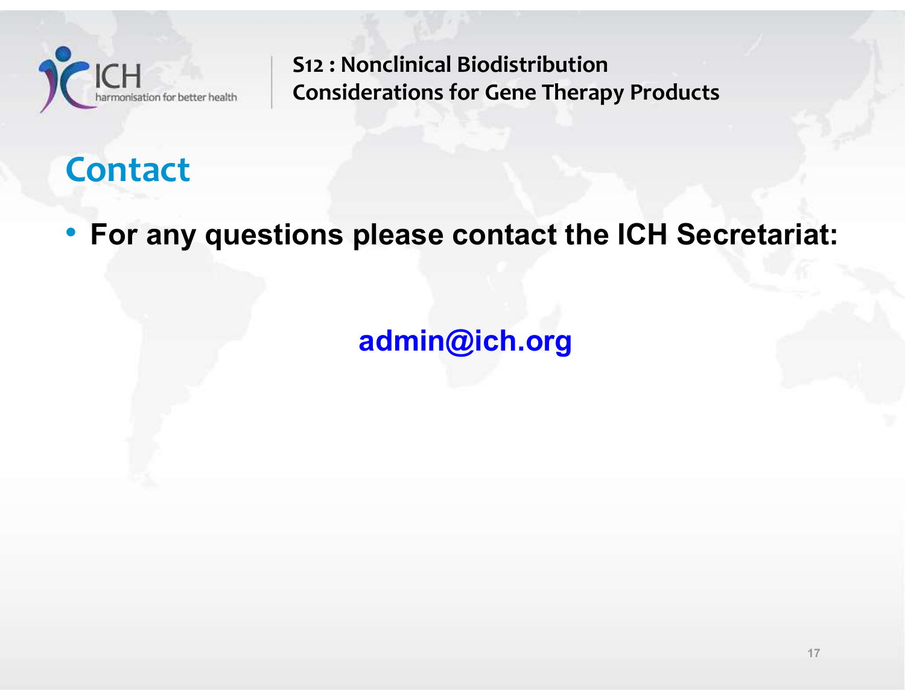## Contact

- **For any questions please contact the ICH Secretariat:**

**admin@ich.org**